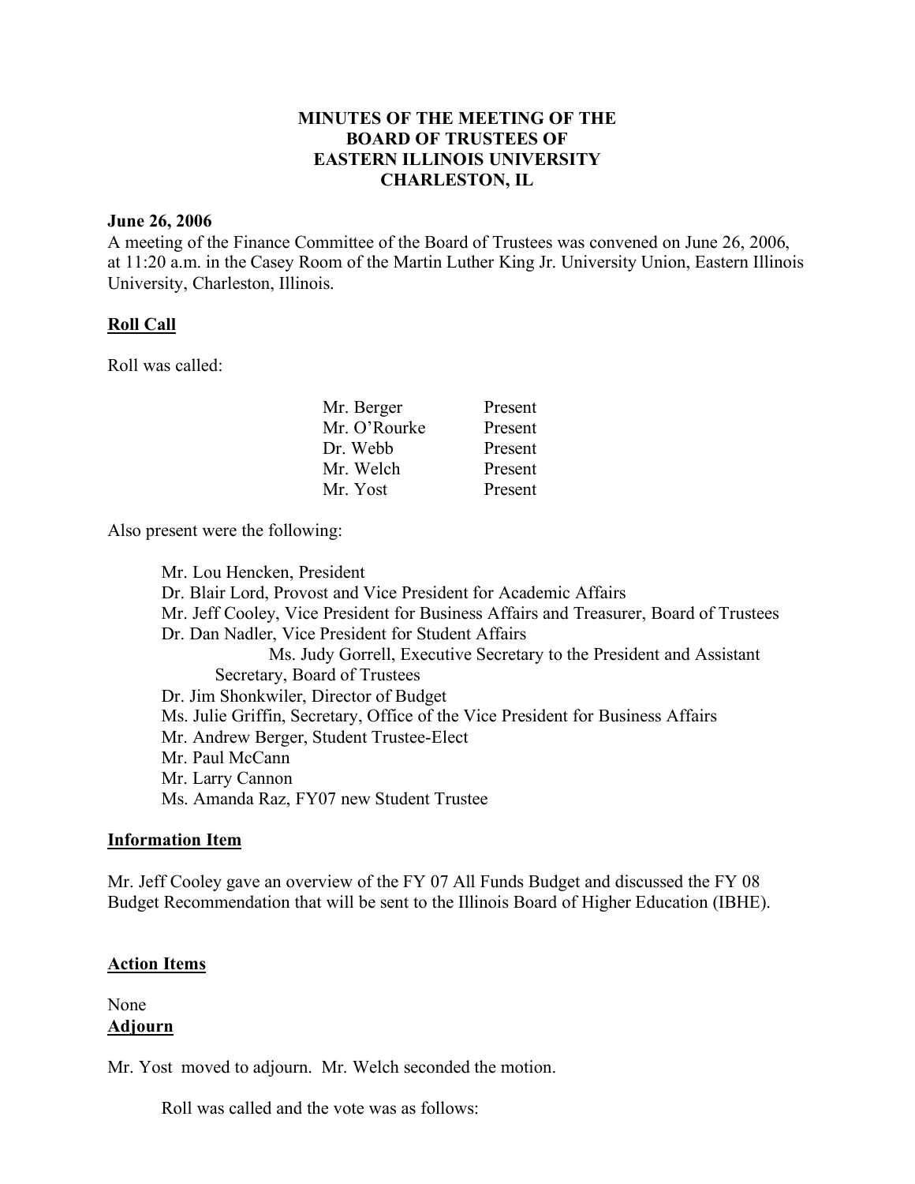**MINUTES OF THE MEETING OF THE**
**BOARD OF TRUSTEES OF**
**EASTERN ILLINOIS UNIVERSITY**
**CHARLESTON, IL**

**June 26, 2006**

A meeting of the Finance Committee of the Board of Trustees was convened on June 26, 2006, at 11:20 a.m. in the Casey Room of the Martin Luther King Jr. University Union, Eastern Illinois University, Charleston, Illinois.

**Roll Call**

Roll was called:

| | |
|---|---|
| Mr. Berger | Present |
| Mr. O'Rourke | Present |
| Dr. Webb | Present |
| Mr. Welch | Present |
| Mr. Yost | Present |

Also present were the following:

Mr. Lou Hencken, President
Dr. Blair Lord, Provost and Vice President for Academic Affairs
Mr. Jeff Cooley, Vice President for Business Affairs and Treasurer, Board of Trustees
Dr. Dan Nadler, Vice President for Student Affairs
Ms. Judy Gorrell, Executive Secretary to the President and Assistant Secretary, Board of Trustees
Dr. Jim Shonkwiler, Director of Budget
Ms. Julie Griffin, Secretary, Office of the Vice President for Business Affairs
Mr. Andrew Berger, Student Trustee-Elect
Mr. Paul McCann
Mr. Larry Cannon
Ms. Amanda Raz, FY07 new Student Trustee

**Information Item**

Mr. Jeff Cooley gave an overview of the FY 07 All Funds Budget and discussed the FY 08 Budget Recommendation that will be sent to the Illinois Board of Higher Education (IBHE).

**Action Items**

None

**Adjourn**

Mr. Yost moved to adjourn. Mr. Welch seconded the motion.

Roll was called and the vote was as follows: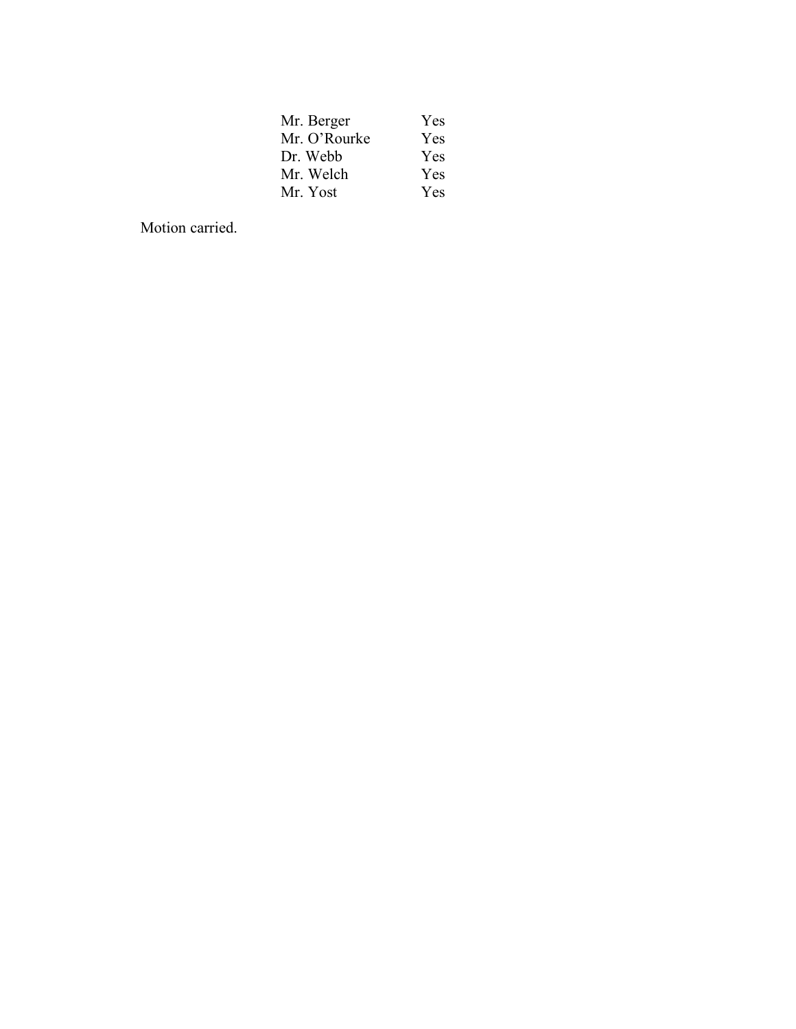| | |
|---|---|
| Mr. Berger | Yes |
| Mr. O'Rourke | Yes |
| Dr. Webb | Yes |
| Mr. Welch | Yes |
| Mr. Yost | Yes |

Motion carried.